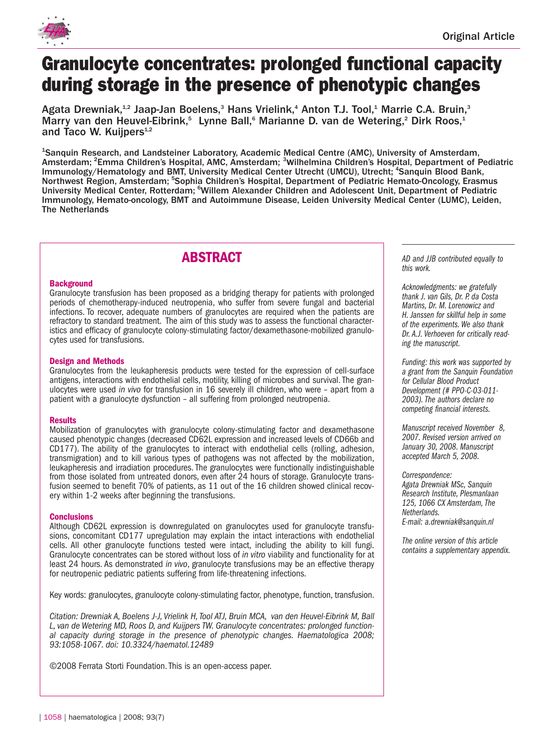Original Article

# Granulocyte concentrates: prolonged functional capacity during storage in the presence of phenotypic changes

Agata Drewniak,[1,2] Jaap-Jan Boelens,[3] Hans Vrielink,[4] Anton T.J. Tool,[1] Marrie C.A. Bruin,[3] Marry van den Heuvel-Eibrink,[5] Lynne Ball,[6] Marianne D. van de Wetering,[2] Dirk Roos,[1] and Taco W. Kuijpers[1,2]

[1]Sanquin Research, and Landsteiner Laboratory, Academic Medical Centre (AMC), University of Amsterdam, Amsterdam; [2]Emma Children's Hospital, AMC, Amsterdam; [3]Wilhelmina Children's Hospital, Department of Pediatric Immunology/Hematology and BMT, University Medical Center Utrecht (UMCU), Utrecht; [4]Sanquin Blood Bank, Northwest Region, Amsterdam; [5]Sophia Children's Hospital, Department of Pediatric Hemato-Oncology, Erasmus University Medical Center, Rotterdam; [6]Willem Alexander Children and Adolescent Unit, Department of Pediatric Immunology, Hemato-oncology, BMT and Autoimmune Disease, Leiden University Medical Center (LUMC), Leiden, The Netherlands

## ABSTRACT

### Background

Granulocyte transfusion has been proposed as a bridging therapy for patients with prolonged periods of chemotherapy-induced neutropenia, who suffer from severe fungal and bacterial infections. To recover, adequate numbers of granulocytes are required when the patients are refractory to standard treatment. The aim of this study was to assess the functional characteristics and efficacy of granulocyte colony-stimulating factor/dexamethasone-mobilized granulocytes used for transfusions.

### Design and Methods

Granulocytes from the leukapheresis products were tested for the expression of cell-surface antigens, interactions with endothelial cells, motility, killing of microbes and survival. The granulocytes were used *in vivo* for transfusion in 16 severely ill children, who were – apart from a patient with a granulocyte dysfunction – all suffering from prolonged neutropenia.

### Results

Mobilization of granulocytes with granulocyte colony-stimulating factor and dexamethasone caused phenotypic changes (decreased CD62L expression and increased levels of CD66b and CD177). The ability of the granulocytes to interact with endothelial cells (rolling, adhesion, transmigration) and to kill various types of pathogens was not affected by the mobilization, leukapheresis and irradiation procedures. The granulocytes were functionally indistinguishable from those isolated from untreated donors, even after 24 hours of storage. Granulocyte transfusion seemed to benefit 70% of patients, as 11 out of the 16 children showed clinical recovery within 1-2 weeks after beginning the transfusions.

### Conclusions

Although CD62L expression is downregulated on granulocytes used for granulocyte transfusions, concomitant CD177 upregulation may explain the intact interactions with endothelial cells. All other granulocyte functions tested were intact, including the ability to kill fungi. Granulocyte concentrates can be stored without loss of *in vitro* viability and functionality for at least 24 hours. As demonstrated *in vivo*, granulocyte transfusions may be an effective therapy for neutropenic pediatric patients suffering from life-threatening infections.

Key words: granulocytes, granulocyte colony-stimulating factor, phenotype, function, transfusion.

*Citation: Drewniak A, Boelens J-J, Vrielink H, Tool ATJ, Bruin MCA, van den Heuvel-Eibrink M, Ball L, van de Wetering MD, Roos D, and Kuijpers TW. Granulocyte concentrates: prolonged functional capacity during storage in the presence of phenotypic changes. Haematologica 2008; 93:1058-1067. doi: 10.3324/haematol.12489*

©2008 Ferrata Storti Foundation. This is an open-access paper.

*AD and JJB contributed equally to this work.*

*Acknowledgments: we gratefully thank J. van Gils, Dr. P. da Costa Martins, Dr. M. Lorenowicz and H. Janssen for skillful help in some of the experiments. We also thank Dr. A.J. Verhoeven for critically reading the manuscript.*

*Funding: this work was supported by a grant from the Sanquin Foundation for Cellular Blood Product Development (# PPO-C-03-011-2003). The authors declare no competing financial interests.*

*Manuscript received November 8, 2007. Revised version arrived on January 30, 2008. Manuscript accepted March 5, 2008.*

*Correspondence: Agata Drewniak MSc, Sanquin Research Institute, Plesmanlaan 125, 1066 CX Amsterdam, The Netherlands. E-mail: a.drewniak@sanquin.nl*

*The online version of this article contains a supplementary appendix.*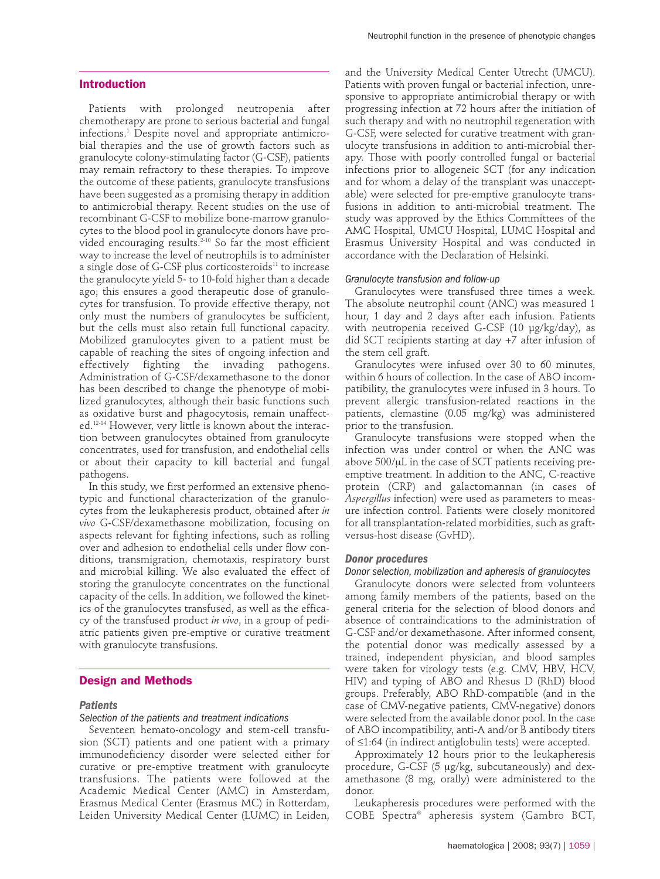## Introduction

Patients with prolonged neutropenia after chemotherapy are prone to serious bacterial and fungal infections.[1] Despite novel and appropriate antimicrobial therapies and the use of growth factors such as granulocyte colony-stimulating factor (G-CSF), patients may remain refractory to these therapies. To improve the outcome of these patients, granulocyte transfusions have been suggested as a promising therapy in addition to antimicrobial therapy. Recent studies on the use of recombinant G-CSF to mobilize bone-marrow granulocytes to the blood pool in granulocyte donors have provided encouraging results.[2-10] So far the most efficient way to increase the level of neutrophils is to administer a single dose of G-CSF plus corticosteroids[11] to increase the granulocyte yield 5- to 10-fold higher than a decade ago; this ensures a good therapeutic dose of granulocytes for transfusion. To provide effective therapy, not only must the numbers of granulocytes be sufficient, but the cells must also retain full functional capacity. Mobilized granulocytes given to a patient must be capable of reaching the sites of ongoing infection and effectively fighting the invading pathogens. Administration of G-CSF/dexamethasone to the donor has been described to change the phenotype of mobilized granulocytes, although their basic functions such as oxidative burst and phagocytosis, remain unaffected.[12-14] However, very little is known about the interaction between granulocytes obtained from granulocyte concentrates, used for transfusion, and endothelial cells or about their capacity to kill bacterial and fungal pathogens.

In this study, we first performed an extensive phenotypic and functional characterization of the granulocytes from the leukapheresis product, obtained after *in vivo* G-CSF/dexamethasone mobilization, focusing on aspects relevant for fighting infections, such as rolling over and adhesion to endothelial cells under flow conditions, transmigration, chemotaxis, respiratory burst and microbial killing. We also evaluated the effect of storing the granulocyte concentrates on the functional capacity of the cells. In addition, we followed the kinetics of the granulocytes transfused, as well as the efficacy of the transfused product *in vivo*, in a group of pediatric patients given pre-emptive or curative treatment with granulocyte transfusions.

## Design and Methods

### Patients

*Selection of the patients and treatment indications*

Seventeen hemato-oncology and stem-cell transfusion (SCT) patients and one patient with a primary immunodeficiency disorder were selected either for curative or pre-emptive treatment with granulocyte transfusions. The patients were followed at the Academic Medical Center (AMC) in Amsterdam, Erasmus Medical Center (Erasmus MC) in Rotterdam, Leiden University Medical Center (LUMC) in Leiden, and the University Medical Center Utrecht (UMCU). Patients with proven fungal or bacterial infection, unresponsive to appropriate antimicrobial therapy or with progressing infection at 72 hours after the initiation of such therapy and with no neutrophil regeneration with G-CSF, were selected for curative treatment with granulocyte transfusions in addition to anti-microbial therapy. Those with poorly controlled fungal or bacterial infections prior to allogeneic SCT (for any indication and for whom a delay of the transplant was unacceptable) were selected for pre-emptive granulocyte transfusions in addition to anti-microbial treatment. The study was approved by the Ethics Committees of the AMC Hospital, UMCU Hospital, LUMC Hospital and Erasmus University Hospital and was conducted in accordance with the Declaration of Helsinki.

*Granulocyte transfusion and follow-up*

Granulocytes were transfused three times a week. The absolute neutrophil count (ANC) was measured 1 hour, 1 day and 2 days after each infusion. Patients with neutropenia received G-CSF (10 μg/kg/day), as did SCT recipients starting at day +7 after infusion of the stem cell graft.

Granulocytes were infused over 30 to 60 minutes, within 6 hours of collection. In the case of ABO incompatibility, the granulocytes were infused in 3 hours. To prevent allergic transfusion-related reactions in the patients, clemastine (0.05 mg/kg) was administered prior to the transfusion.

Granulocyte transfusions were stopped when the infection was under control or when the ANC was above 500/μL in the case of SCT patients receiving preemptive treatment. In addition to the ANC, C-reactive protein (CRP) and galactomannan (in cases of *Aspergillus* infection) were used as parameters to measure infection control. Patients were closely monitored for all transplantation-related morbidities, such as graft-versus-host disease (GvHD).

### Donor procedures

*Donor selection, mobilization and apheresis of granulocytes*

Granulocyte donors were selected from volunteers among family members of the patients, based on the general criteria for the selection of blood donors and absence of contraindications to the administration of G-CSF and/or dexamethasone. After informed consent, the potential donor was medically assessed by a trained, independent physician, and blood samples were taken for virology tests (e.g. CMV, HBV, HCV, HIV) and typing of ABO and Rhesus D (RhD) blood groups. Preferably, ABO RhD-compatible (and in the case of CMV-negative patients, CMV-negative) donors were selected from the available donor pool. In the case of ABO incompatibility, anti-A and/or B antibody titers of ≤1:64 (in indirect antiglobulin tests) were accepted.

Approximately 12 hours prior to the leukapheresis procedure, G-CSF (5 μg/kg, subcutaneously) and dexamethasone (8 mg, orally) were administered to the donor.

Leukapheresis procedures were performed with the COBE Spectra® apheresis system (Gambro BCT,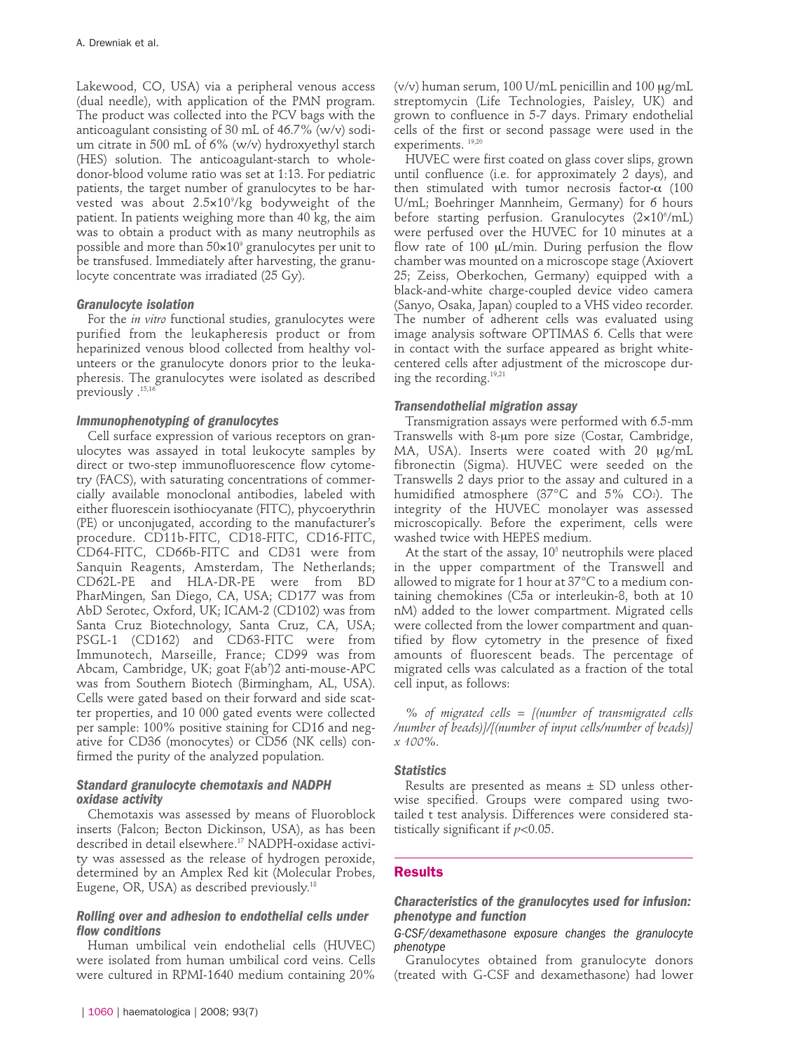Lakewood, CO, USA) via a peripheral venous access (dual needle), with application of the PMN program. The product was collected into the PCV bags with the anticoagulant consisting of 30 mL of 46.7% (w/v) sodium citrate in 500 mL of 6% (w/v) hydroxyethyl starch (HES) solution. The anticoagulant-starch to whole-donor-blood volume ratio was set at 1:13. For pediatric patients, the target number of granulocytes to be harvested was about $2.5\times10^9$/kg bodyweight of the patient. In patients weighing more than 40 kg, the aim was to obtain a product with as many neutrophils as possible and more than $50\times10^9$ granulocytes per unit to be transfused. Immediately after harvesting, the granulocyte concentrate was irradiated (25 Gy).

### Granulocyte isolation

For the *in vitro* functional studies, granulocytes were purified from the leukapheresis product or from heparinized venous blood collected from healthy volunteers or the granulocyte donors prior to the leukapheresis. The granulocytes were isolated as described previously.[15,16]

### Immunophenotyping of granulocytes

Cell surface expression of various receptors on granulocytes was assayed in total leukocyte samples by direct or two-step immunofluorescence flow cytometry (FACS), with saturating concentrations of commercially available monoclonal antibodies, labeled with either fluorescein isothiocyanate (FITC), phycoerythrin (PE) or unconjugated, according to the manufacturer's procedure. CD11b-FITC, CD18-FITC, CD16-FITC, CD64-FITC, CD66b-FITC and CD31 were from Sanquin Reagents, Amsterdam, The Netherlands; CD62L-PE and HLA-DR-PE were from BD PharMingen, San Diego, CA, USA; CD177 was from AbD Serotec, Oxford, UK; ICAM-2 (CD102) was from Santa Cruz Biotechnology, Santa Cruz, CA, USA; PSGL-1 (CD162) and CD63-FITC were from Immunotech, Marseille, France; CD99 was from Abcam, Cambridge, UK; goat F(ab')2 anti-mouse-APC was from Southern Biotech (Birmingham, AL, USA). Cells were gated based on their forward and side scatter properties, and 10 000 gated events were collected per sample: 100% positive staining for CD16 and negative for CD36 (monocytes) or CD56 (NK cells) confirmed the purity of the analyzed population.

### Standard granulocyte chemotaxis and NADPH oxidase activity

Chemotaxis was assessed by means of Fluoroblock inserts (Falcon; Becton Dickinson, USA), as has been described in detail elsewhere.[17] NADPH-oxidase activity was assessed as the release of hydrogen peroxide, determined by an Amplex Red kit (Molecular Probes, Eugene, OR, USA) as described previously.[18]

### Rolling over and adhesion to endothelial cells under flow conditions

Human umbilical vein endothelial cells (HUVEC) were isolated from human umbilical cord veins. Cells were cultured in RPMI-1640 medium containing 20% (v/v) human serum, 100 U/mL penicillin and 100 μg/mL streptomycin (Life Technologies, Paisley, UK) and grown to confluence in 5-7 days. Primary endothelial cells of the first or second passage were used in the experiments.[19,20]

HUVEC were first coated on glass cover slips, grown until confluence (i.e. for approximately 2 days), and then stimulated with tumor necrosis factor-α (100 U/mL; Boehringer Mannheim, Germany) for 6 hours before starting perfusion. Granulocytes ($2\times10^6$/mL) were perfused over the HUVEC for 10 minutes at a flow rate of 100 μL/min. During perfusion the flow chamber was mounted on a microscope stage (Axiovert 25; Zeiss, Oberkochen, Germany) equipped with a black-and-white charge-coupled device video camera (Sanyo, Osaka, Japan) coupled to a VHS video recorder. The number of adherent cells was evaluated using image analysis software OPTIMAS 6. Cells that were in contact with the surface appeared as bright white-centered cells after adjustment of the microscope during the recording.[19,21]

### Transendothelial migration assay

Transmigration assays were performed with 6.5-mm Transwells with 8-μm pore size (Costar, Cambridge, MA, USA). Inserts were coated with 20 μg/mL fibronectin (Sigma). HUVEC were seeded on the Transwells 2 days prior to the assay and cultured in a humidified atmosphere (37°C and 5% $CO_2$). The integrity of the HUVEC monolayer was assessed microscopically. Before the experiment, cells were washed twice with HEPES medium.

At the start of the assay, $10^5$ neutrophils were placed in the upper compartment of the Transwell and allowed to migrate for 1 hour at 37°C to a medium containing chemokines (C5a or interleukin-8, both at 10 nM) added to the lower compartment. Migrated cells were collected from the lower compartment and quantified by flow cytometry in the presence of fixed amounts of fluorescent beads. The percentage of migrated cells was calculated as a fraction of the total cell input, as follows:

*% of migrated cells = [(number of transmigrated cells /number of beads)]/[(number of input cells/number of beads)] x 100%.*

### Statistics

Results are presented as means ± SD unless otherwise specified. Groups were compared using two-tailed t test analysis. Differences were considered statistically significant if $p<0.05$.

## Results

### Characteristics of the granulocytes used for infusion: phenotype and function

#### *G-CSF/dexamethasone exposure changes the granulocyte phenotype*

Granulocytes obtained from granulocyte donors (treated with G-CSF and dexamethasone) had lower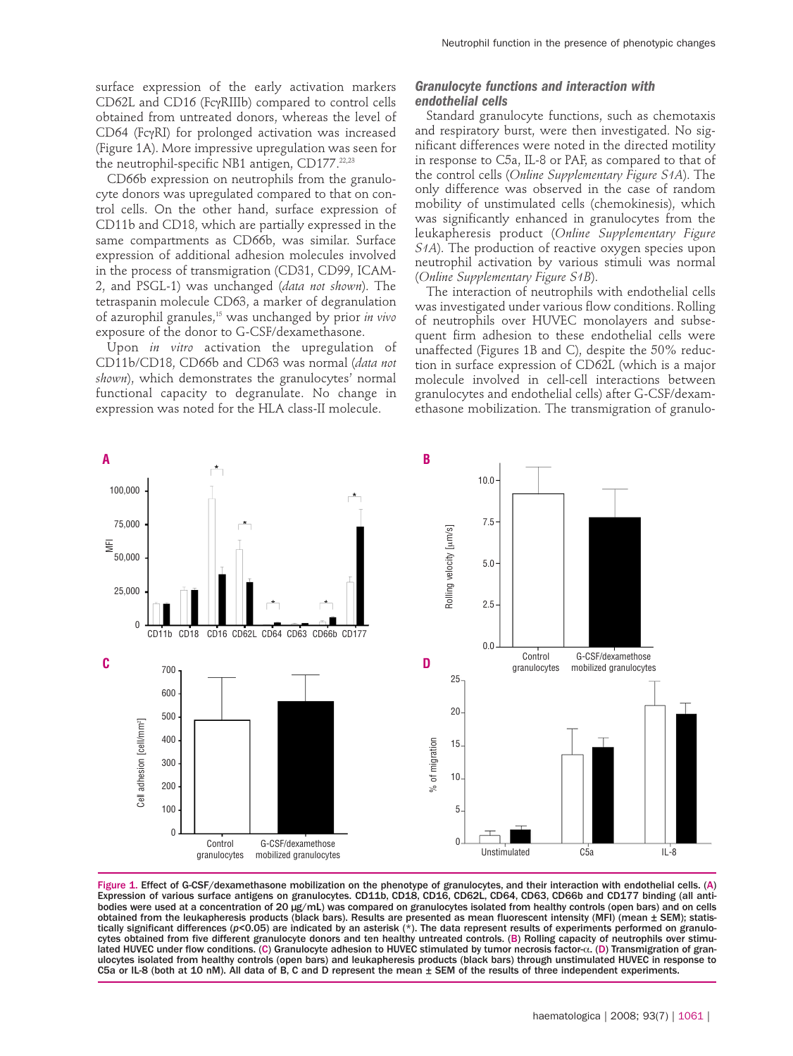surface expression of the early activation markers CD62L and CD16 (FcγRIIIb) compared to control cells obtained from untreated donors, whereas the level of CD64 (FcγRI) for prolonged activation was increased (Figure 1A). More impressive upregulation was seen for the neutrophil-specific NB1 antigen, CD177.[22,23]

CD66b expression on neutrophils from the granulocyte donors was upregulated compared to that on control cells. On the other hand, surface expression of CD11b and CD18, which are partially expressed in the same compartments as CD66b, was similar. Surface expression of additional adhesion molecules involved in the process of transmigration (CD31, CD99, ICAM-2, and PSGL-1) was unchanged (*data not shown*). The tetraspanin molecule CD63, a marker of degranulation of azurophil granules,[15] was unchanged by prior *in vivo* exposure of the donor to G-CSF/dexamethasone.

Upon *in vitro* activation the upregulation of CD11b/CD18, CD66b and CD63 was normal (*data not shown*), which demonstrates the granulocytes' normal functional capacity to degranulate. No change in expression was noted for the HLA class-II molecule.

### Granulocyte functions and interaction with endothelial cells

Standard granulocyte functions, such as chemotaxis and respiratory burst, were then investigated. No significant differences were noted in the directed motility in response to C5a, IL-8 or PAF, as compared to that of the control cells (*Online Supplementary Figure S1A*). The only difference was observed in the case of random mobility of unstimulated cells (chemokinesis), which was significantly enhanced in granulocytes from the leukapheresis product (*Online Supplementary Figure S1A*). The production of reactive oxygen species upon neutrophil activation by various stimuli was normal (*Online Supplementary Figure S1B*).

The interaction of neutrophils with endothelial cells was investigated under various flow conditions. Rolling of neutrophils over HUVEC monolayers and subsequent firm adhesion to these endothelial cells were unaffected (Figures 1B and C), despite the 50% reduction in surface expression of CD62L (which is a major molecule involved in cell-cell interactions between granulocytes and endothelial cells) after G-CSF/dexamethasone mobilization. The transmigration of granulo-

**Figure 1.** Effect of G-CSF/dexamethasone mobilization on the phenotype of granulocytes, and their interaction with endothelial cells. (A) Expression of various surface antigens on granulocytes. CD11b, CD18, CD16, CD62L, CD64, CD63, CD66b and CD177 binding (all antibodies were used at a concentration of 20 μg/mL) was compared on granulocytes isolated from healthy controls (open bars) and on cells obtained from the leukapheresis products (black bars). Results are presented as mean fluorescent intensity (MFI) (mean ± SEM); statistically significant differences ($p$<0.05) are indicated by an asterisk (*). The data represent results of experiments performed on granulocytes obtained from five different granulocyte donors and ten healthy untreated controls. (B) Rolling capacity of neutrophils over stimulated HUVEC under flow conditions. (C) Granulocyte adhesion to HUVEC stimulated by tumor necrosis factor-α. (D) Transmigration of granulocytes isolated from healthy controls (open bars) and leukapheresis products (black bars) through unstimulated HUVEC in response to C5a or IL-8 (both at 10 nM). All data of B, C and D represent the mean ± SEM of the results of three independent experiments.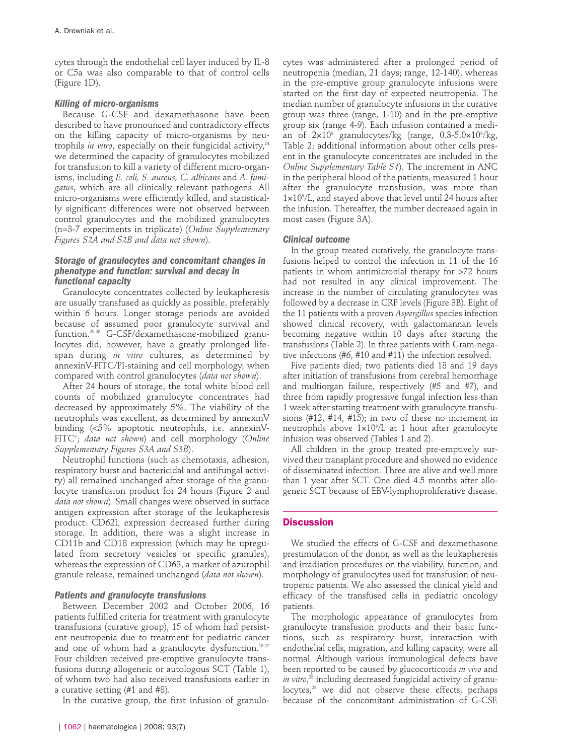cytes through the endothelial cell layer induced by IL-8 or C5a was also comparable to that of control cells (Figure 1D).

### *Killing of micro-organisms*

Because G-CSF and dexamethasone have been described to have pronounced and contradictory effects on the killing capacity of micro-organisms by neutrophils *in vitro*, especially on their fungicidal activity,[24] we determined the capacity of granulocytes mobilized for transfusion to kill a variety of different micro-organisms, including *E. coli, S. aureus, C. albicans* and *A. fumigatus*, which are all clinically relevant pathogens. All micro-organisms were efficiently killed, and statistically significant differences were not observed between control granulocytes and the mobilized granulocytes (n=3-7 experiments in triplicate) (*Online Supplementary Figures S2A and S2B and data not shown*).

### *Storage of granulocytes and concomitant changes in phenotype and function: survival and decay in functional capacity*

Granulocyte concentrates collected by leukapheresis are usually transfused as quickly as possible, preferably within 6 hours. Longer storage periods are avoided because of assumed poor granulocyte survival and function.[25,26] G-CSF/dexamethasone-mobilized granulocytes did, however, have a greatly prolonged lifespan during *in vitro* cultures, as determined by annexinV-FITC/PI-staining and cell morphology, when compared with control granulocytes (*data not shown*).

After 24 hours of storage, the total white blood cell counts of mobilized granulocyte concentrates had decreased by approximately 5%. The viability of the neutrophils was excellent, as determined by annexinV binding (<5% apoptotic neutrophils, i.e. annexinV-FITC$^+$; *data not shown*) and cell morphology (*Online Supplementary Figures S3A and S3B*).

Neutrophil functions (such as chemotaxis, adhesion, respiratory burst and bactericidal and antifungal activity) all remained unchanged after storage of the granulocyte transfusion product for 24 hours (Figure 2 and *data not shown*). Small changes were observed in surface antigen expression after storage of the leukapheresis product: CD62L expression decreased further during storage. In addition, there was a slight increase in CD11b and CD18 expression (which may be upregulated from secretory vesicles or specific granules), whereas the expression of CD63, a marker of azurophil granule release, remained unchanged (*data not shown*).

### *Patients and granulocyte transfusions*

Between December 2002 and October 2006, 16 patients fulfilled criteria for treatment with granulocyte transfusions (curative group), 15 of whom had persistent neutropenia due to treatment for pediatric cancer and one of whom had a granulocyte dysfunction.[18,27] Four children received pre-emptive granulocyte transfusions during allogeneic or autologous SCT (Table 1), of whom two had also received transfusions earlier in a curative setting (#1 and #8).

In the curative group, the first infusion of granulocytes was administered after a prolonged period of neutropenia (median, 21 days; range, 12-140), whereas in the pre-emptive group granulocyte infusions were started on the first day of expected neutropenia. The median number of granulocyte infusions in the curative group was three (range, 1-10) and in the pre-emptive group six (range 4-9). Each infusion contained a median of $2\times10^9$ granulocytes/kg (range, $0.3\text{-}5.0\times10^9$/kg, Table 2; additional information about other cells present in the granulocyte concentrates are included in the *Online Supplementary Table S1*). The increment in ANC in the peripheral blood of the patients, measured 1 hour after the granulocyte transfusion, was more than $1\times10^9$/L, and stayed above that level until 24 hours after the infusion. Thereafter, the number decreased again in most cases (Figure 3A).

### *Clinical outcome*

In the group treated curatively, the granulocyte transfusions helped to control the infection in 11 of the 16 patients in whom antimicrobial therapy for >72 hours had not resulted in any clinical improvement. The increase in the number of circulating granulocytes was followed by a decrease in CRP levels (Figure 3B). Eight of the 11 patients with a proven *Aspergillus* species infection showed clinical recovery, with galactomannan levels becoming negative within 10 days after starting the transfusions (Table 2). In three patients with Gram-negative infections (#6, #10 and #11) the infection resolved.

Five patients died; two patients died 18 and 19 days after initiation of transfusions from cerebral hemorrhage and multiorgan failure, respectively (#5 and #7), and three from rapidly progressive fungal infection less than 1 week after starting treatment with granulocyte transfusions (#12, #14, #15); in two of these no increment in neutrophils above $1\times10^9$/L at 1 hour after granulocyte infusion was observed (Tables 1 and 2).

All children in the group treated pre-emptively survived their transplant procedure and showed no evidence of disseminated infection. Three are alive and well more than 1 year after SCT. One died 4.5 months after allogeneic SCT because of EBV-lymphoproliferative disease.

## Discussion

We studied the effects of G-CSF and dexamethasone prestimulation of the donor, as well as the leukapheresis and irradiation procedures on the viability, function, and morphology of granulocytes used for transfusion of neutropenic patients. We also assessed the clinical yield and efficacy of the transfused cells in pediatric oncology patients.

The morphologic appearance of granulocytes from granulocyte transfusion products and their basic functions, such as respiratory burst, interaction with endothelial cells, migration, and killing capacity, were all normal. Although various immunological defects have been reported to be caused by glucocorticoids *in vivo* and *in vitro*,[28] including decreased fungicidal activity of granulocytes,[24] we did not observe these effects, perhaps because of the concomitant administration of G-CSF.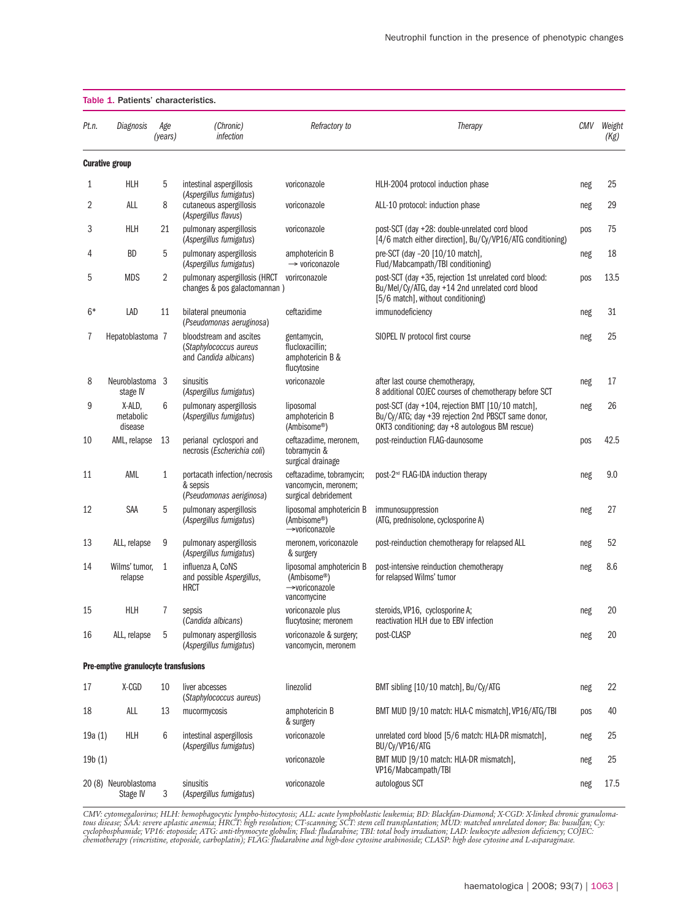**Table 1.** Patients' characteristics.

| Pt.n. | Diagnosis | Age (years) | (Chronic) infection | Refractory to | Therapy | CMV | Weight (Kg) |
|---|---|---|---|---|---|---|---|
| **Curative group** | | | | | | | |
| 1 | HLH | 5 | intestinal aspergillosis (*Aspergillus fumigatus*) | voriconazole | HLH-2004 protocol induction phase | neg | 25 |
| 2 | ALL | 8 | cutaneous aspergillosis (*Aspergillus flavus*) | voriconazole | ALL-10 protocol: induction phase | neg | 29 |
| 3 | HLH | 21 | pulmonary aspergillosis (*Aspergillus fumigatus*) | voriconazole | post-SCT (day +28: double-unrelated cord blood [4/6 match either direction], Bu/Cy/VP16/ATG conditioning) | pos | 75 |
| 4 | BD | 5 | pulmonary aspergillosis (*Aspergillus fumigatus*) | amphotericin B → voriconazole | pre-SCT (day –20 [10/10 match], Flud/Mabcampath/TBI conditioning) | neg | 18 |
| 5 | MDS | 2 | pulmonary aspergillosis (HRCT changes & pos galactomannan ) | vorriconazole | post-SCT (day +35, rejection 1st unrelated cord blood: Bu/Mel/Cy/ATG, day +14 2nd unrelated cord blood [5/6 match], without conditioning) | pos | 13.5 |
| 6* | LAD | 11 | bilateral pneumonia (*Pseudomonas aeruginosa*) | ceftazidime | immunodeficiency | neg | 31 |
| 7 | Hepatoblastoma | 7 | bloodstream and ascites (*Staphylococcus aureus* and *Candida albicans*) | gentamycin, flucloxacillin; amphotericin B & flucytosine | SIOPEL IV protocol first course | neg | 25 |
| 8 | Neuroblastoma stage IV | 3 | sinusitis (*Aspergillus fumigatus*) | voriconazole | after last course chemotherapy, 8 additional COJEC courses of chemotherapy before SCT | neg | 17 |
| 9 | X-ALD, metabolic disease | 6 | pulmonary aspergillosis (*Aspergillus fumigatus*) | liposomal amphotericin B (Ambisome®) | post-SCT (day +104, rejection BMT [10/10 match], Bu/Cy/ATG; day +39 rejection 2nd PBSCT same donor, OKT3 conditioning; day +8 autologous BM rescue) | neg | 26 |
| 10 | AML, relapse | 13 | perianal cyclospori and necrosis (*Escherichia coli*) | ceftazadime, meronem, tobramycin & surgical drainage | post-reinduction FLAG-daunosome | pos | 42.5 |
| 11 | AML | 1 | portacath infection/necrosis & sepsis (*Pseudomonas aeriginosa*) | ceftazadime, tobramycin; vancomycin, meronem; surgical debridement | post-2nd FLAG-IDA induction therapy | neg | 9.0 |
| 12 | SAA | 5 | pulmonary aspergillosis (*Aspergillus fumigatus*) | liposomal amphotericin B (Ambisome®) →voriconazole | immunosuppression (ATG, prednisolone, cyclosporine A) | neg | 27 |
| 13 | ALL, relapse | 9 | pulmonary aspergillosis (*Aspergillus fumigatus*) | meronem, voriconazole & surgery | post-reinduction chemotherapy for relapsed ALL | neg | 52 |
| 14 | Wilms' tumor, relapse | 1 | influenza A, CoNS and possible *Aspergillus*, HRCT | liposomal amphotericin B (Ambisome®) →voriconazole vancomycine | post-intensive reinduction chemotherapy for relapsed Wilms' tumor | neg | 8.6 |
| 15 | HLH | 7 | sepsis (*Candida albicans*) | voriconazole plus flucytosine; meronem | steroids, VP16, cyclosporine A; reactivation HLH due to EBV infection | neg | 20 |
| 16 | ALL, relapse | 5 | pulmonary aspergillosis (*Aspergillus fumigatus*) | voriconazole & surgery; vancomycin, meronem | post-CLASP | neg | 20 |
| **Pre-emptive granulocyte transfusions** | | | | | | | |
| 17 | X-CGD | 10 | liver abcesses (*Staphylococcus aureus*) | linezolid | BMT sibling [10/10 match], Bu/Cy/ATG | neg | 22 |
| 18 | ALL | 13 | mucormycosis | amphotericin B & surgery | BMT MUD [9/10 match: HLA-C mismatch], VP16/ATG/TBI | pos | 40 |
| 19a (1) | HLH | 6 | intestinal aspergillosis (*Aspergillus fumigatus*) | voriconazole | unrelated cord blood [5/6 match: HLA-DR mismatch], BU/Cy/VP16/ATG | neg | 25 |
| 19b (1) | | | | voriconazole | BMT MUD [9/10 match: HLA-DR mismatch], VP16/Mabcampath/TBI | neg | 25 |
| 20 (8) | Neuroblastoma Stage IV | 3 | sinusitis (*Aspergillus fumigatus*) | voriconazole | autologous SCT | neg | 17.5 |

*CMV: cytomegalovirus; HLH: hemophagocytic lympho-histocytosis; ALL: acute lymphoblastic leukemia; BD: Blackfan-Diamond; X-CGD: X-linked chronic granulomatous disease; SAA: severe aplastic anemia; HRCT: high resolution; CT-scanning; SCT: stem cell transplantation; MUD: matched unrelated donor; Bu: busulfan; Cy: cyclophosphamide; VP16: etoposide; ATG: anti-thymocyte globulin; Flud: fludarabine; TBI: total body irradiation; LAD: leukocyte adhesion deficiency; COJEC: chemotherapy (vincristine, etoposide, carboplatin); FLAG: fludarabine and high-dose cytosine arabinoside; CLASP: high dose cytosine and L-asparaginase.*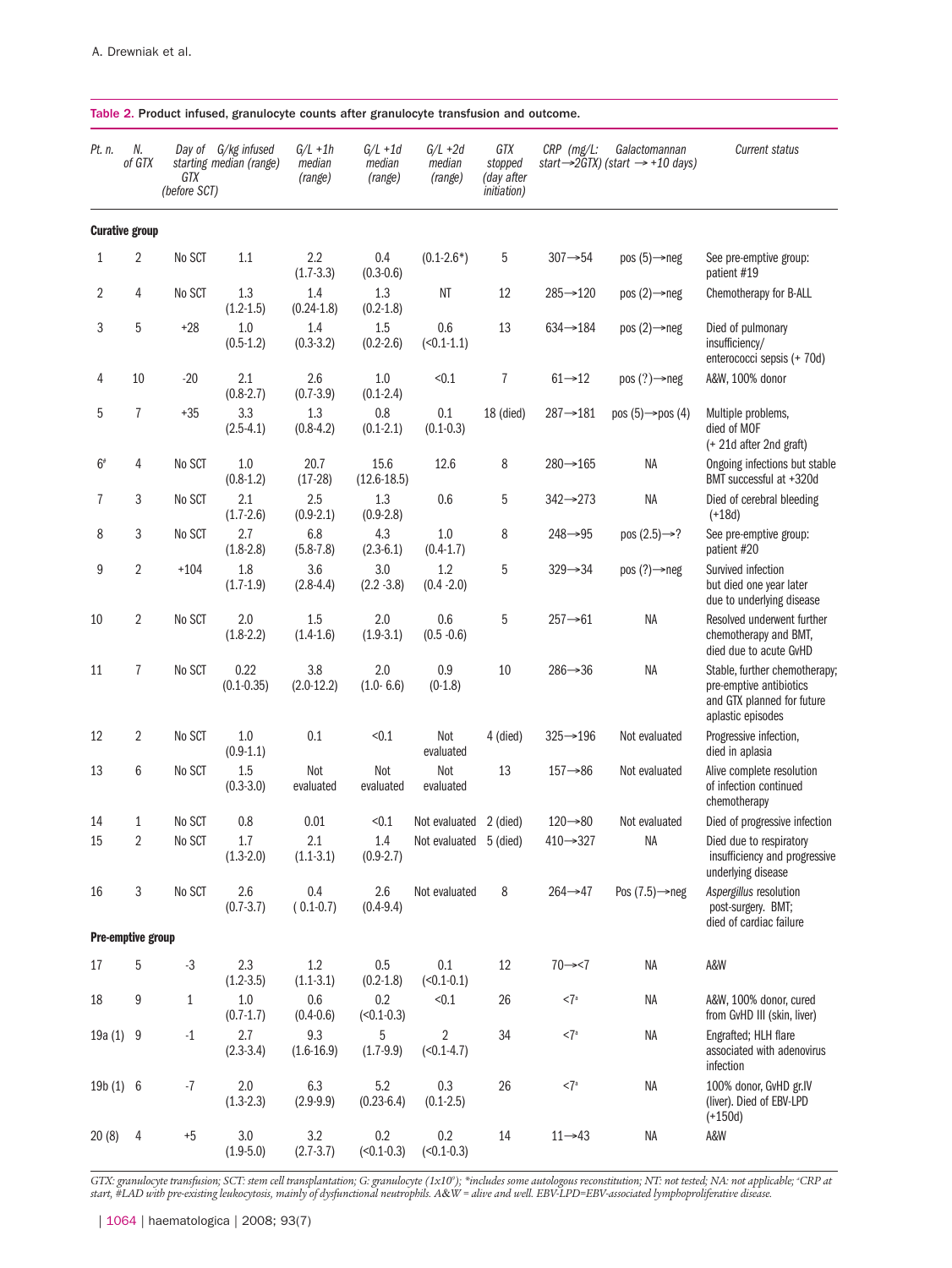**Table 2.** Product infused, granulocyte counts after granulocyte transfusion and outcome.

| Pt. n. | N. of GTX | Day of starting GTX (before SCT) | G/kg infused median (range) | G/L +1h median (range) | G/L +1d median (range) | G/L +2d median (range) | GTX stopped (day after initiation) | CRP (mg/L: start→2GTX) | Galactomannan (start → +10 days) | Current status |
|---|---|---|---|---|---|---|---|---|---|---|
| **Curative group** | | | | | | | | | | |
| 1 | 2 | No SCT | 1.1 | 2.2 (1.7-3.3) | 0.4 (0.3-0.6) | (0.1-2.6*) | 5 | 307→54 | pos (5)→neg | See pre-emptive group: patient #19 |
| 2 | 4 | No SCT | 1.3 (1.2-1.5) | 1.4 (0.24-1.8) | 1.3 (0.2-1.8) | NT | 12 | 285→120 | pos (2)→neg | Chemotherapy for B-ALL |
| 3 | 5 | +28 | 1.0 (0.5-1.2) | 1.4 (0.3-3.2) | 1.5 (0.2-2.6) | 0.6 (<0.1-1.1) | 13 | 634→184 | pos (2)→neg | Died of pulmonary insufficiency/ enterococci sepsis (+ 70d) |
| 4 | 10 | -20 | 2.1 (0.8-2.7) | 2.6 (0.7-3.9) | 1.0 (0.1-2.4) | <0.1 | 7 | 61→12 | pos (?)→neg | A&W, 100% donor |
| 5 | 7 | +35 | 3.3 (2.5-4.1) | 1.3 (0.8-4.2) | 0.8 (0.1-2.1) | 0.1 (0.1-0.3) | 18 (died) | 287→181 | pos (5)→pos (4) | Multiple problems, died of MOF (+ 21d after 2nd graft) |
| 6[#] | 4 | No SCT | 1.0 (0.8-1.2) | 20.7 (17-28) | 15.6 (12.6-18.5) | 12.6 | 8 | 280→165 | NA | Ongoing infections but stable BMT successful at +320d |
| 7 | 3 | No SCT | 2.1 (1.7-2.6) | 2.5 (0.9-2.1) | 1.3 (0.9-2.8) | 0.6 | 5 | 342→273 | NA | Died of cerebral bleeding (+18d) |
| 8 | 3 | No SCT | 2.7 (1.8-2.8) | 6.8 (5.8-7.8) | 4.3 (2.3-6.1) | 1.0 (0.4-1.7) | 8 | 248→95 | pos (2.5)→? | See pre-emptive group: patient #20 |
| 9 | 2 | +104 | 1.8 (1.7-1.9) | 3.6 (2.8-4.4) | 3.0 (2.2 -3.8) | 1.2 (0.4 -2.0) | 5 | 329→34 | pos (?)→neg | Survived infection but died one year later due to underlying disease |
| 10 | 2 | No SCT | 2.0 (1.8-2.2) | 1.5 (1.4-1.6) | 2.0 (1.9-3.1) | 0.6 (0.5 -0.6) | 5 | 257→61 | NA | Resolved underwent further chemotherapy and BMT, died due to acute GvHD |
| 11 | 7 | No SCT | 0.22 (0.1-0.35) | 3.8 (2.0-12.2) | 2.0 (1.0- 6.6) | 0.9 (0-1.8) | 10 | 286→36 | NA | Stable, further chemotherapy; pre-emptive antibiotics and GTX planned for future aplastic episodes |
| 12 | 2 | No SCT | 1.0 (0.9-1.1) | 0.1 | <0.1 | Not evaluated | 4 (died) | 325→196 | Not evaluated | Progressive infection, died in aplasia |
| 13 | 6 | No SCT | 1.5 (0.3-3.0) | Not evaluated | Not evaluated | Not evaluated | 13 | 157→86 | Not evaluated | Alive complete resolution of infection continued chemotherapy |
| 14 | 1 | No SCT | 0.8 | 0.01 | <0.1 | Not evaluated | 2 (died) | 120→80 | Not evaluated | Died of progressive infection |
| 15 | 2 | No SCT | 1.7 (1.3-2.0) | 2.1 (1.1-3.1) | 1.4 (0.9-2.7) | Not evaluated | 5 (died) | 410→327 | NA | Died due to respiratory insufficiency and progressive underlying disease |
| 16 | 3 | No SCT | 2.6 (0.7-3.7) | 0.4 ( 0.1-0.7) | 2.6 (0.4-9.4) | Not evaluated | 8 | 264→47 | Pos (7.5)→neg | *Aspergillus* resolution post-surgery. BMT; died of cardiac failure |
| **Pre-emptive group** | | | | | | | | | | |
| 17 | 5 | -3 | 2.3 (1.2-3.5) | 1.2 (1.1-3.1) | 0.5 (0.2-1.8) | 0.1 (<0.1-0.1) | 12 | 70→<7 | NA | A&W |
| 18 | 9 | 1 | 1.0 (0.7-1.7) | 0.6 (0.4-0.6) | 0.2 (<0.1-0.3) | <0.1 | 26 | <7[a] | NA | A&W, 100% donor, cured from GvHD III (skin, liver) |
| 19a (1) | 9 | -1 | 2.7 (2.3-3.4) | 9.3 (1.6-16.9) | 5 (1.7-9.9) | 2 (<0.1-4.7) | 34 | <7[a] | NA | Engrafted; HLH flare associated with adenovirus infection |
| 19b (1) | 6 | -7 | 2.0 (1.3-2.3) | 6.3 (2.9-9.9) | 5.2 (0.23-6.4) | 0.3 (0.1-2.5) | 26 | <7[a] | NA | 100% donor, GvHD gr.IV (liver). Died of EBV-LPD (+150d) |
| 20 (8) | 4 | +5 | 3.0 (1.9-5.0) | 3.2 (2.7-3.7) | 0.2 (<0.1-0.3) | 0.2 (<0.1-0.3) | 14 | 11→43 | NA | A&W |

*GTX: granulocyte transfusion; SCT: stem cell transplantation; G: granulocyte ($1\times10^9$); *includes some autologous reconstitution; NT: not tested; NA: not applicable; [a]CRP at start, #LAD with pre-existing leukocytosis, mainly of dysfunctional neutrophils. A&W = alive and well. EBV-LPD=EBV-associated lymphoproliferative disease.*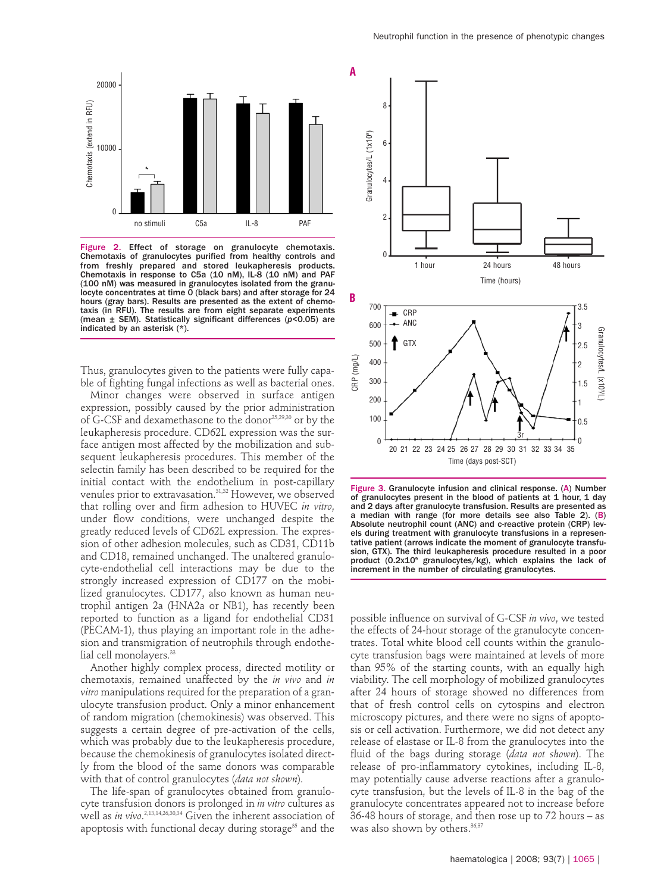Figure 2. Effect of storage on granulocyte chemotaxis. Chemotaxis of granulocytes purified from healthy controls and from freshly prepared and stored leukapheresis products. Chemotaxis in response to C5a (10 nM), IL-8 (10 nM) and PAF (100 nM) was measured in granulocytes isolated from the granulocyte concentrates at time 0 (black bars) and after storage for 24 hours (gray bars). Results are presented as the extent of chemotaxis (in RFU). The results are from eight separate experiments (mean ± SEM). Statistically significant differences ($p$<0.05) are indicated by an asterisk (*).

Thus, granulocytes given to the patients were fully capable of fighting fungal infections as well as bacterial ones.

Minor changes were observed in surface antigen expression, possibly caused by the prior administration of G-CSF and dexamethasone to the donor[25,29,30] or by the leukapheresis procedure. CD62L expression was the surface antigen most affected by the mobilization and subsequent leukapheresis procedures. This member of the selectin family has been described to be required for the initial contact with the endothelium in post-capillary venules prior to extravasation.[31,32] However, we observed that rolling over and firm adhesion to HUVEC *in vitro*, under flow conditions, were unchanged despite the greatly reduced levels of CD62L expression. The expression of other adhesion molecules, such as CD31, CD11b and CD18, remained unchanged. The unaltered granulocyte-endothelial cell interactions may be due to the strongly increased expression of CD177 on the mobilized granulocytes. CD177, also known as human neutrophil antigen 2a (HNA2a or NB1), has recently been reported to function as a ligand for endothelial CD31 (PECAM-1), thus playing an important role in the adhesion and transmigration of neutrophils through endothelial cell monolayers.[33]

Another highly complex process, directed motility or chemotaxis, remained unaffected by the *in vivo* and *in vitro* manipulations required for the preparation of a granulocyte transfusion product. Only a minor enhancement of random migration (chemokinesis) was observed. This suggests a certain degree of pre-activation of the cells, which was probably due to the leukapheresis procedure, because the chemokinesis of granulocytes isolated directly from the blood of the same donors was comparable with that of control granulocytes (*data not shown*).

The life-span of granulocytes obtained from granulocyte transfusion donors is prolonged in *in vitro* cultures as well as *in vivo*.[2,13,14,26,30,34] Given the inherent association of apoptosis with functional decay during storage[35] and the possible influence on survival of G-CSF *in vivo*, we tested the effects of 24-hour storage of the granulocyte concentrates. Total white blood cell counts within the granulocyte transfusion bags were maintained at levels of more than 95% of the starting counts, with an equally high viability. The cell morphology of mobilized granulocytes after 24 hours of storage showed no differences from that of fresh control cells on cytospins and electron microscopy pictures, and there were no signs of apoptosis or cell activation. Furthermore, we did not detect any release of elastase or IL-8 from the granulocytes into the fluid of the bags during storage (*data not shown*). The release of pro-inflammatory cytokines, including IL-8, may potentially cause adverse reactions after a granulocyte transfusion, but the levels of IL-8 in the bag of the granulocyte concentrates appeared not to increase before 36-48 hours of storage, and then rose up to 72 hours – as was also shown by others.[36,37]

Figure 3. Granulocyte infusion and clinical response. (A) Number of granulocytes present in the blood of patients at 1 hour, 1 day and 2 days after granulocyte transfusion. Results are presented as a median with range (for more details see also Table 2). (B) Absolute neutrophil count (ANC) and c-reactive protein (CRP) levels during treatment with granulocyte transfusions in a representative patient (arrows indicate the moment of granulocyte transfusion, GTX). The third leukapheresis procedure resulted in a poor product ($0.2 \times 10^9$ granulocytes/kg), which explains the lack of increment in the number of circulating granulocytes.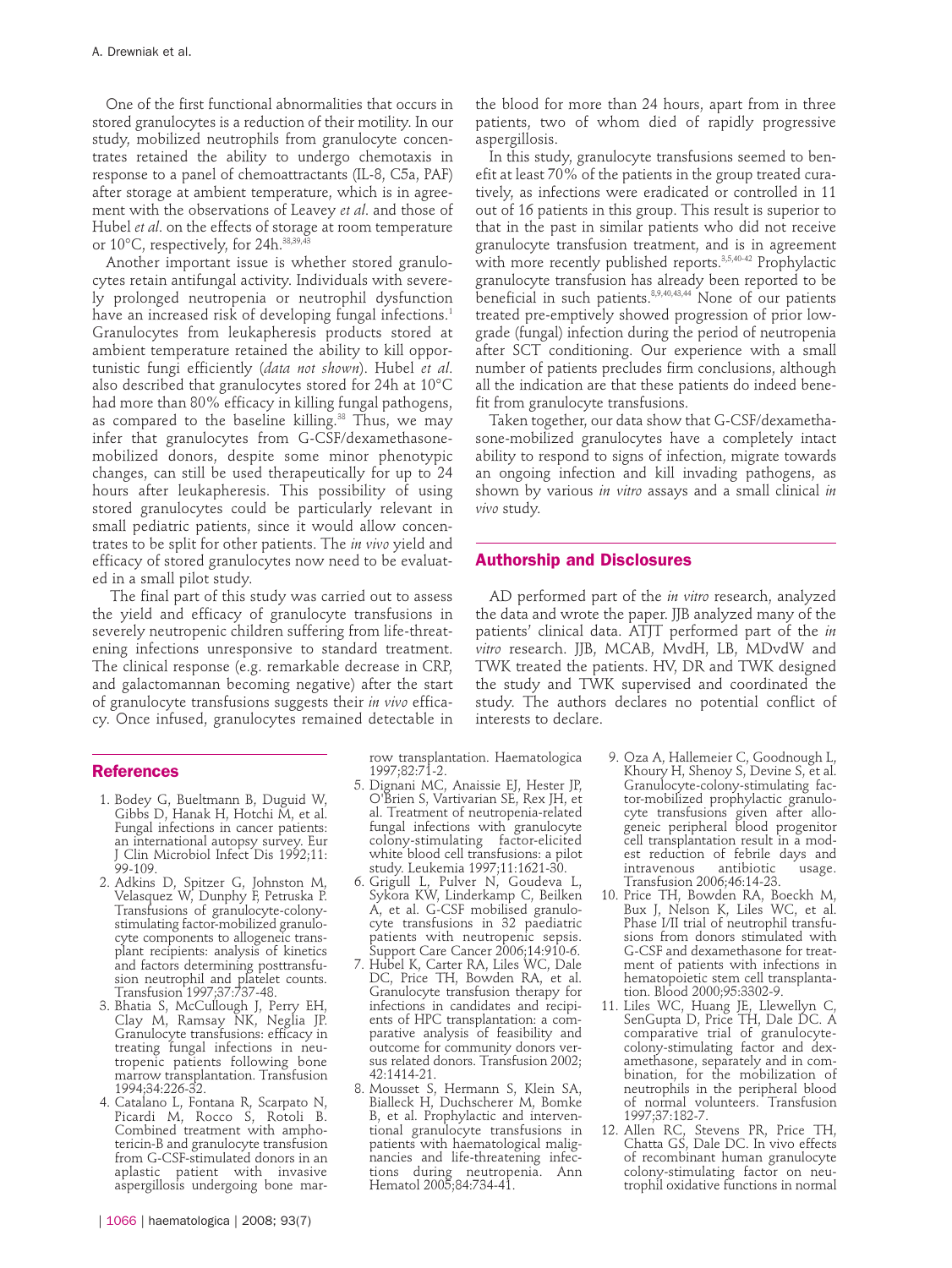One of the first functional abnormalities that occurs in stored granulocytes is a reduction of their motility. In our study, mobilized neutrophils from granulocyte concentrates retained the ability to undergo chemotaxis in response to a panel of chemoattractants (IL-8, C5a, PAF) after storage at ambient temperature, which is in agreement with the observations of Leavey *et al*. and those of Hubel *et al*. on the effects of storage at room temperature or 10°C, respectively, for 24h.[38,39,43]

Another important issue is whether stored granulocytes retain antifungal activity. Individuals with severely prolonged neutropenia or neutrophil dysfunction have an increased risk of developing fungal infections.[1] Granulocytes from leukapheresis products stored at ambient temperature retained the ability to kill opportunistic fungi efficiently (*data not shown*). Hubel *et al*. also described that granulocytes stored for 24h at 10°C had more than 80% efficacy in killing fungal pathogens, as compared to the baseline killing.[38] Thus, we may infer that granulocytes from G-CSF/dexamethasone-mobilized donors, despite some minor phenotypic changes, can still be used therapeutically for up to 24 hours after leukapheresis. This possibility of using stored granulocytes could be particularly relevant in small pediatric patients, since it would allow concentrates to be split for other patients. The *in vivo* yield and efficacy of stored granulocytes now need to be evaluated in a small pilot study.

The final part of this study was carried out to assess the yield and efficacy of granulocyte transfusions in severely neutropenic children suffering from life-threatening infections unresponsive to standard treatment. The clinical response (e.g. remarkable decrease in CRP, and galactomannan becoming negative) after the start of granulocyte transfusions suggests their *in vivo* efficacy. Once infused, granulocytes remained detectable in the blood for more than 24 hours, apart from in three patients, two of whom died of rapidly progressive aspergillosis.

In this study, granulocyte transfusions seemed to benefit at least 70% of the patients in the group treated curatively, as infections were eradicated or controlled in 11 out of 16 patients in this group. This result is superior to that in the past in similar patients who did not receive granulocyte transfusion treatment, and is in agreement with more recently published reports.[3,5,40-42] Prophylactic granulocyte transfusion has already been reported to be beneficial in such patients.[8,9,40,43,44] None of our patients treated pre-emptively showed progression of prior low-grade (fungal) infection during the period of neutropenia after SCT conditioning. Our experience with a small number of patients precludes firm conclusions, although all the indication are that these patients do indeed benefit from granulocyte transfusions.

Taken together, our data show that G-CSF/dexamethasone-mobilized granulocytes have a completely intact ability to respond to signs of infection, migrate towards an ongoing infection and kill invading pathogens, as shown by various *in vitro* assays and a small clinical *in vivo* study.

## Authorship and Disclosures

AD performed part of the *in vitro* research, analyzed the data and wrote the paper. JJB analyzed many of the patients' clinical data. ATJT performed part of the *in vitro* research. JJB, MCAB, MvdH, LB, MDvdW and TWK treated the patients. HV, DR and TWK designed the study and TWK supervised and coordinated the study. The authors declares no potential conflict of interests to declare.

## References

1. Bodey G, Bueltmann B, Duguid W, Gibbs D, Hanak H, Hotchi M, et al. Fungal infections in cancer patients: an international autopsy survey. Eur J Clin Microbiol Infect Dis 1992;11:99-109.
2. Adkins D, Spitzer G, Johnston M, Velasquez W, Dunphy F, Petruska P. Transfusions of granulocyte-colony-stimulating factor-mobilized granulocyte components to allogeneic transplant recipients: analysis of kinetics and factors determining posttransfusion neutrophil and platelet counts. Transfusion 1997;37:737-48.
3. Bhatia S, McCullough J, Perry EH, Clay M, Ramsay NK, Neglia JP. Granulocyte transfusions: efficacy in treating fungal infections in neutropenic patients following bone marrow transplantation. Transfusion 1994;34:226-32.
4. Catalano L, Fontana R, Scarpato N, Picardi M, Rocco S, Rotoli B. Combined treatment with amphotericin-B and granulocyte transfusion from G-CSF-stimulated donors in an aplastic patient with invasive aspergillosis undergoing bone marrow transplantation. Haematologica 1997;82:71-2.
5. Dignani MC, Anaissie EJ, Hester JP, O'Brien S, Vartivarian SE, Rex JH, et al. Treatment of neutropenia-related fungal infections with granulocyte colony-stimulating factor-elicited white blood cell transfusions: a pilot study. Leukemia 1997;11:1621-30.
6. Grigull L, Pulver N, Goudeva L, Sykora KW, Linderkamp C, Beilken A, et al. G-CSF mobilised granulocyte transfusions in 32 paediatric patients with neutropenic sepsis. Support Care Cancer 2006;14:910-6.
7. Hubel K, Carter RA, Liles WC, Dale DC, Price TH, Bowden RA, et al. Granulocyte transfusion therapy for infections in candidates and recipients of HPC transplantation: a comparative analysis of feasibility and outcome for community donors versus related donors. Transfusion 2002;42:1414-21.
8. Mousset S, Hermann S, Klein SA, Bialleck H, Duchscherer M, Bomke B, et al. Prophylactic and interventional granulocyte transfusions in patients with haematological malignancies and life-threatening infections during neutropenia. Ann Hematol 2005;84:734-41.
9. Oza A, Hallemeier C, Goodnough L, Khoury H, Shenoy S, Devine S, et al. Granulocyte-colony-stimulating factor-mobilized prophylactic granulocyte transfusions given after allogeneic peripheral blood progenitor cell transplantation result in a modest reduction of febrile days and intravenous antibiotic usage. Transfusion 2006;46:14-23.
10. Price TH, Bowden RA, Boeckh M, Bux J, Nelson K, Liles WC, et al. Phase I/II trial of neutrophil transfusions from donors stimulated with G-CSF and dexamethasone for treatment of patients with infections in hematopoietic stem cell transplantation. Blood 2000;95:3302-9.
11. Liles WC, Huang JE, Llewellyn C, SenGupta D, Price TH, Dale DC. A comparative trial of granulocyte-colony-stimulating factor and dexamethasone, separately and in combination, for the mobilization of neutrophils in the peripheral blood of normal volunteers. Transfusion 1997;37:182-7.
12. Allen RC, Stevens PR, Price TH, Chatta GS, Dale DC. In vivo effects of recombinant human granulocyte colony-stimulating factor on neutrophil oxidative functions in normal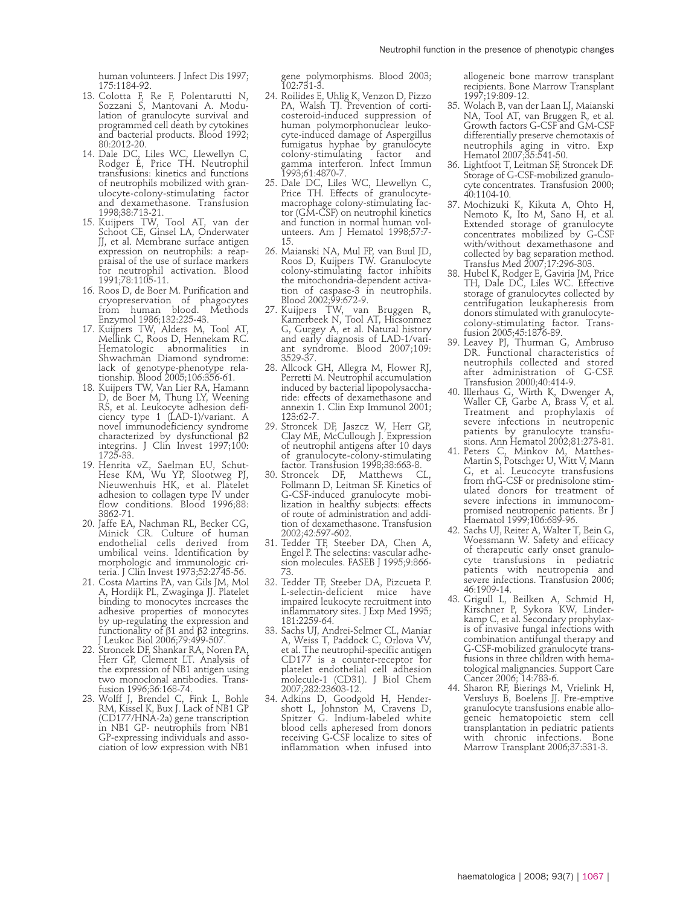human volunteers. J Infect Dis 1997;175:1184-92.

13. Colotta F, Re F, Polentarutti N, Sozzani S, Mantovani A. Modulation of granulocyte survival and programmed cell death by cytokines and bacterial products. Blood 1992;80:2012-20.
14. Dale DC, Liles WC, Llewellyn C, Rodger E, Price TH. Neutrophil transfusions: kinetics and functions of neutrophils mobilized with granulocyte-colony-stimulating factor and dexamethasone. Transfusion 1998;38:713-21.
15. Kuijpers TW, Tool AT, van der Schoot CE, Ginsel LA, Onderwater JJ, et al. Membrane surface antigen expression on neutrophils: a reappraisal of the use of surface markers for neutrophil activation. Blood 1991;78:1105-11.
16. Roos D, de Boer M. Purification and cryopreservation of phagocytes from human blood. Methods Enzymol 1986;132:225-43.
17. Kuijpers TW, Alders M, Tool AT, Mellink C, Roos D, Hennekam RC. Hematologic abnormalities in Shwachman Diamond syndrome: lack of genotype-phenotype relationship. Blood 2005;106:356-61.
18. Kuijpers TW, Van Lier RA, Hamann D, de Boer M, Thung LY, Weening RS, et al. Leukocyte adhesion deficiency type 1 (LAD-1)/variant. A novel immunodeficiency syndrome characterized by dysfunctional β2 integrins. J Clin Invest 1997;100:1725-33.
19. Henrita vZ, Saelman EU, Schut-Hese KM, Wu YP, Slootweg PJ, Nieuwenhuis HK, et al. Platelet adhesion to collagen type IV under flow conditions. Blood 1996;88:3862-71.
20. Jaffe EA, Nachman RL, Becker CG, Minick CR. Culture of human endothelial cells derived from umbilical veins. Identification by morphologic and immunologic criteria. J Clin Invest 1973;52:2745-56.
21. Costa Martins PA, van Gils JM, Mol A, Hordijk PL, Zwaginga JJ. Platelet binding to monocytes increases the adhesive properties of monocytes by up-regulating the expression and functionality of β1 and β2 integrins. J Leukoc Biol 2006;79:499-507.
22. Stroncek DF, Shankar RA, Noren PA, Herr GP, Clement LT. Analysis of the expression of NB1 antigen using two monoclonal antibodies. Transfusion 1996;36:168-74.
23. Wolff J, Brendel C, Fink L, Bohle RM, Kissel K, Bux J. Lack of NB1 GP (CD177/HNA-2a) gene transcription in NB1 GP- neutrophils from NB1 GP-expressing individuals and association of low expression with NB1 gene polymorphisms. Blood 2003;102:731-3.
24. Roilides E, Uhlig K, Venzon D, Pizzo PA, Walsh TJ. Prevention of corticosteroid-induced suppression of human polymorphonuclear leukocyte-induced damage of Aspergillus fumigatus hyphae by granulocyte colony-stimulating factor and gamma interferon. Infect Immun 1993;61:4870-7.
25. Dale DC, Liles WC, Llewellyn C, Price TH. Effects of granulocyte-macrophage colony-stimulating factor (GM-CSF) on neutrophil kinetics and function in normal human volunteers. Am J Hematol 1998;57:7-15.
26. Maianski NA, Mul FP, van Buul JD, Roos D, Kuijpers TW. Granulocyte colony-stimulating factor inhibits the mitochondria-dependent activation of caspase-3 in neutrophils. Blood 2002;99:672-9.
27. Kuijpers TW, van Bruggen R, Kamerbeek N, Tool AT, Hicsonmez G, Gurgey A, et al. Natural history and early diagnosis of LAD-1/variant syndrome. Blood 2007;109:3529-37.
28. Allcock GH, Allegra M, Flower RJ, Perretti M. Neutrophil accumulation induced by bacterial lipopolysaccharide: effects of dexamethasone and annexin 1. Clin Exp Immunol 2001;123:62-7.
29. Stroncek DF, Jaszcz W, Herr GP, Clay ME, McCullough J. Expression of neutrophil antigens after 10 days of granulocyte-colony-stimulating factor. Transfusion 1998;38:663-8.
30. Stroncek DF, Matthews CL, Follmann D, Leitman SF. Kinetics of G-CSF-induced granulocyte mobilization in healthy subjects: effects of route of administration and addition of dexamethasone. Transfusion 2002;42:597-602.
31. Tedder TF, Steeber DA, Chen A, Engel P. The selectins: vascular adhesion molecules. FASEB J 1995;9:866-73.
32. Tedder TF, Steeber DA, Pizcueta P. L-selectin-deficient mice have impaired leukocyte recruitment into inflammatory sites. J Exp Med 1995;181:2259-64.
33. Sachs UJ, Andrei-Selmer CL, Maniar A, Weiss T, Paddock C, Orlova VV, et al. The neutrophil-specific antigen CD177 is a counter-receptor for platelet endothelial cell adhesion molecule-1 (CD31). J Biol Chem 2007;282:23603-12.
34. Adkins D, Goodgold H, Hendershott L, Johnston M, Cravens D, Spitzer G. Indium-labeled white blood cells apheresed from donors receiving G-CSF localize to sites of inflammation when infused into allogeneic bone marrow transplant recipients. Bone Marrow Transplant 1997;19:809-12.
35. Wolach B, van der Laan LJ, Maianski NA, Tool AT, van Bruggen R, et al. Growth factors G-CSF and GM-CSF differentially preserve chemotaxis of neutrophils aging in vitro. Exp Hematol 2007;35:541-50.
36. Lightfoot T, Leitman SF, Stroncek DF. Storage of G-CSF-mobilized granulocyte concentrates. Transfusion 2000;40:1104-10.
37. Mochizuki K, Kikuta A, Ohto H, Nemoto K, Ito M, Sano H, et al. Extended storage of granulocyte concentrates mobilized by G-CSF with/without dexamethasone and collected by bag separation method. Transfus Med 2007;17:296-303.
38. Hubel K, Rodger E, Gaviria JM, Price TH, Dale DC, Liles WC. Effective storage of granulocytes collected by centrifugation leukapheresis from donors stimulated with granulocyte-colony-stimulating factor. Transfusion 2005;45:1876-89.
39. Leavey PJ, Thurman G, Ambruso DR. Functional characteristics of neutrophils collected and stored after administration of G-CSF. Transfusion 2000;40:414-9.
40. Illerhaus G, Wirth K, Dwenger A, Waller CF, Garbe A, Brass V, et al. Treatment and prophylaxis of severe infections in neutropenic patients by granulocyte transfusions. Ann Hematol 2002;81:273-81.
41. Peters C, Minkov M, Matthes-Martin S, Potschger U, Witt V, Mann G, et al. Leucocyte transfusions from rhG-CSF or prednisolone stimulated donors for treatment of severe infections in immunocompromised neutropenic patients. Br J Haematol 1999;106:689-96.
42. Sachs UJ, Reiter A, Walter T, Bein G, Woessmann W. Safety and efficacy of therapeutic early onset granulocyte transfusions in pediatric patients with neutropenia and severe infections. Transfusion 2006;46:1909-14.
43. Grigull L, Beilken A, Schmid H, Kirschner P, Sykora KW, Linderkamp C, et al. Secondary prophylaxis of invasive fungal infections with combination antifungal therapy and G-CSF-mobilized granulocyte transfusions in three children with hematological malignancies. Support Care Cancer 2006; 14:783-6.
44. Sharon RF, Bierings M, Vrielink H, Versluys B, Boelens JJ. Pre-emptive granulocyte transfusions enable allogeneic hematopoietic stem cell transplantation in pediatric patients with chronic infections. Bone Marrow Transplant 2006;37:331-3.